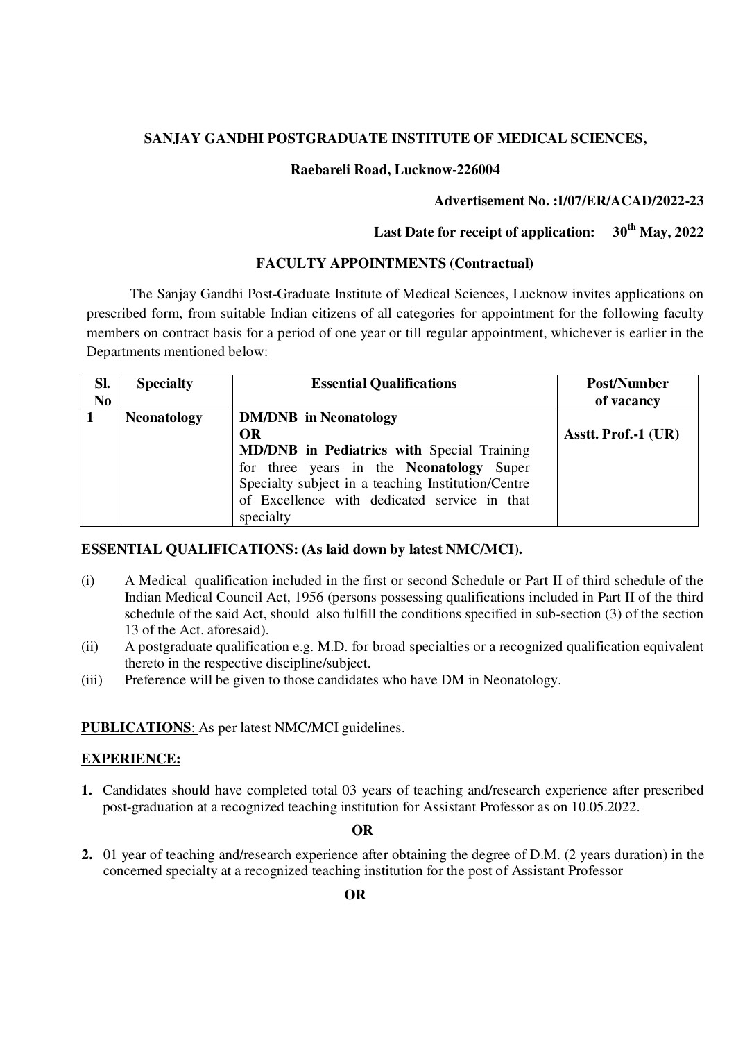**SANJAY GANDHI POSTGRADUATE INSTITUTE OF MEDICAL SCIENCES,**

**Raebareli Road, Lucknow-226004**

**Advertisement No. :I/07/ER/ACAD/2022-23**

**Last Date for receipt of application: 30th May, 2022**

## FACULTY APPOINTMENTS (Contractual)

The Sanjay Gandhi Post-Graduate Institute of Medical Sciences, Lucknow invites applications on prescribed form, from suitable Indian citizens of all categories for appointment for the following faculty members on contract basis for a period of one year or till regular appointment, whichever is earlier in the Departments mentioned below:

| Sl. No | Specialty | Essential Qualifications | Post/Number of vacancy |
|---|---|---|---|
| 1 | **Neonatology** | **DM/DNB in Neonatology** **OR** **MD/DNB in Pediatrics with** Special Training for three years in the **Neonatology** Super Specialty subject in a teaching Institution/Centre of Excellence with dedicated service in that specialty | **Asstt. Prof.-1 (UR)** |

**ESSENTIAL QUALIFICATIONS: (As laid down by latest NMC/MCI).**

(i) A Medical qualification included in the first or second Schedule or Part II of third schedule of the Indian Medical Council Act, 1956 (persons possessing qualifications included in Part II of the third schedule of the said Act, should also fulfill the conditions specified in sub-section (3) of the section 13 of the Act. aforesaid).

(ii) A postgraduate qualification e.g. M.D. for broad specialties or a recognized qualification equivalent thereto in the respective discipline/subject.

(iii) Preference will be given to those candidates who have DM in Neonatology.

**PUBLICATIONS**: As per latest NMC/MCI guidelines.

**EXPERIENCE:**

1. Candidates should have completed total 03 years of teaching and/research experience after prescribed post-graduation at a recognized teaching institution for Assistant Professor as on 10.05.2022.

**OR**

2. 01 year of teaching and/research experience after obtaining the degree of D.M. (2 years duration) in the concerned specialty at a recognized teaching institution for the post of Assistant Professor

**OR**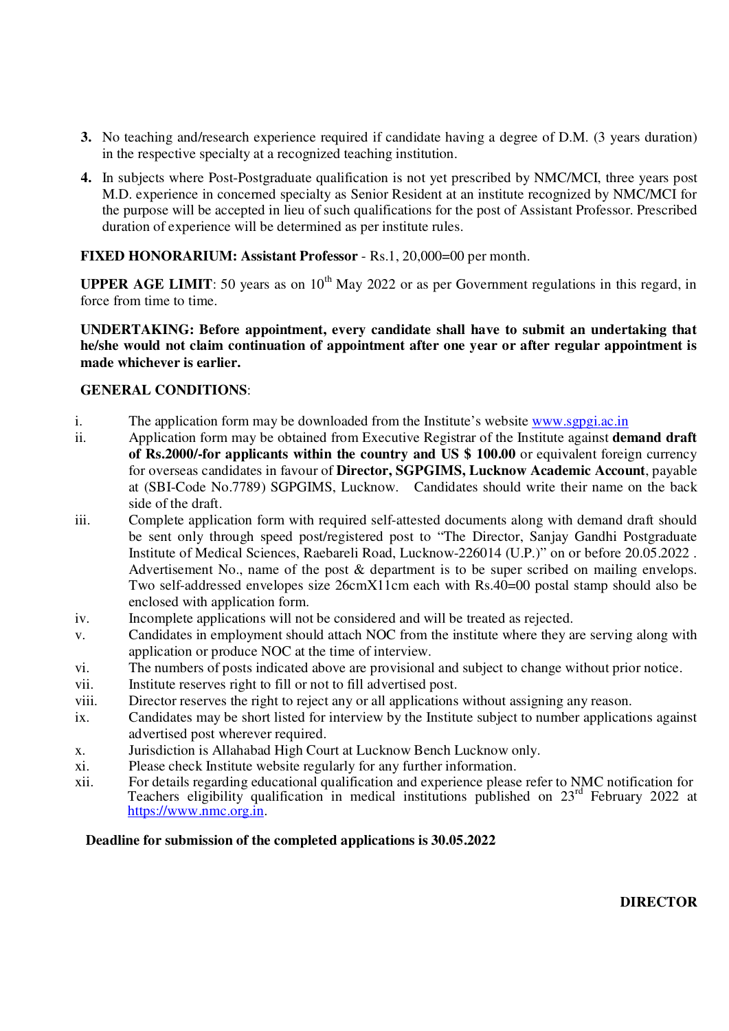3. No teaching and/research experience required if candidate having a degree of D.M. (3 years duration) in the respective specialty at a recognized teaching institution.
4. In subjects where Post-Postgraduate qualification is not yet prescribed by NMC/MCI, three years post M.D. experience in concerned specialty as Senior Resident at an institute recognized by NMC/MCI for the purpose will be accepted in lieu of such qualifications for the post of Assistant Professor. Prescribed duration of experience will be determined as per institute rules.

**FIXED HONORARIUM: Assistant Professor** - Rs.1, 20,000=00 per month.

**UPPER AGE LIMIT**: 50 years as on 10th May 2022 or as per Government regulations in this regard, in force from time to time.

**UNDERTAKING: Before appointment, every candidate shall have to submit an undertaking that he/she would not claim continuation of appointment after one year or after regular appointment is made whichever is earlier.**

**GENERAL CONDITIONS**:

i. The application form may be downloaded from the Institute's website www.sgpgi.ac.in
ii. Application form may be obtained from Executive Registrar of the Institute against **demand draft of Rs.2000/-for applicants within the country and US $ 100.00** or equivalent foreign currency for overseas candidates in favour of **Director, SGPGIMS, Lucknow Academic Account**, payable at (SBI-Code No.7789) SGPGIMS, Lucknow. Candidates should write their name on the back side of the draft.
iii. Complete application form with required self-attested documents along with demand draft should be sent only through speed post/registered post to "The Director, Sanjay Gandhi Postgraduate Institute of Medical Sciences, Raebareli Road, Lucknow-226014 (U.P.)" on or before 20.05.2022 . Advertisement No., name of the post & department is to be super scribed on mailing envelops. Two self-addressed envelopes size 26cmX11cm each with Rs.40=00 postal stamp should also be enclosed with application form.
iv. Incomplete applications will not be considered and will be treated as rejected.
v. Candidates in employment should attach NOC from the institute where they are serving along with application or produce NOC at the time of interview.
vi. The numbers of posts indicated above are provisional and subject to change without prior notice.
vii. Institute reserves right to fill or not to fill advertised post.
viii. Director reserves the right to reject any or all applications without assigning any reason.
ix. Candidates may be short listed for interview by the Institute subject to number applications against advertised post wherever required.
x. Jurisdiction is Allahabad High Court at Lucknow Bench Lucknow only.
xi. Please check Institute website regularly for any further information.
xii. For details regarding educational qualification and experience please refer to NMC notification for Teachers eligibility qualification in medical institutions published on 23rd February 2022 at https://www.nmc.org.in.

**Deadline for submission of the completed applications is 30.05.2022**

**DIRECTOR**